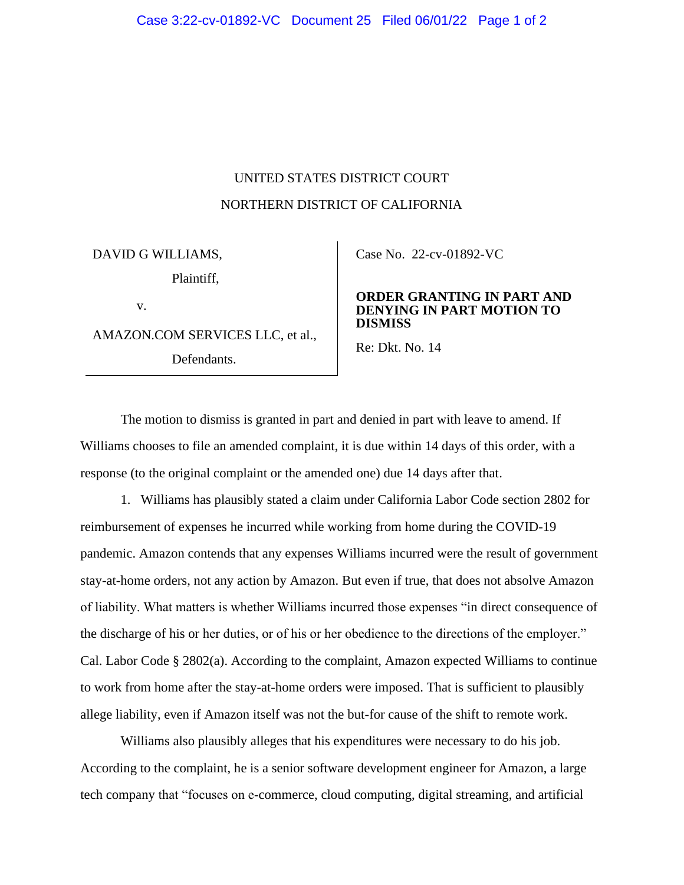UNITED STATES DISTRICT COURT

NORTHERN DISTRICT OF CALIFORNIA

| | |
|---|---|
| DAVID G WILLIAMS,<br>Plaintiff,<br>v.<br>AMAZON.COM SERVICES LLC, et al.,<br>Defendants. | Case No. 22-cv-01892-VC<br><br>**ORDER GRANTING IN PART AND DENYING IN PART MOTION TO DISMISS**<br><br>Re: Dkt. No. 14 |

The motion to dismiss is granted in part and denied in part with leave to amend. If Williams chooses to file an amended complaint, it is due within 14 days of this order, with a response (to the original complaint or the amended one) due 14 days after that.

1. Williams has plausibly stated a claim under California Labor Code section 2802 for reimbursement of expenses he incurred while working from home during the COVID-19 pandemic. Amazon contends that any expenses Williams incurred were the result of government stay-at-home orders, not any action by Amazon. But even if true, that does not absolve Amazon of liability. What matters is whether Williams incurred those expenses "in direct consequence of the discharge of his or her duties, or of his or her obedience to the directions of the employer." Cal. Labor Code § 2802(a). According to the complaint, Amazon expected Williams to continue to work from home after the stay-at-home orders were imposed. That is sufficient to plausibly allege liability, even if Amazon itself was not the but-for cause of the shift to remote work.

Williams also plausibly alleges that his expenditures were necessary to do his job. According to the complaint, he is a senior software development engineer for Amazon, a large tech company that "focuses on e-commerce, cloud computing, digital streaming, and artificial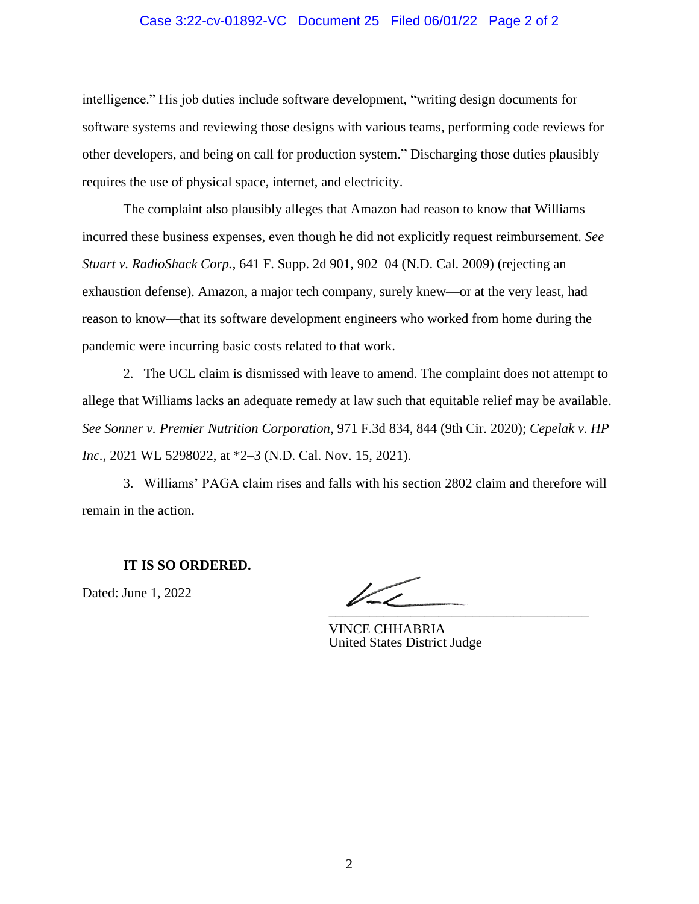intelligence." His job duties include software development, "writing design documents for software systems and reviewing those designs with various teams, performing code reviews for other developers, and being on call for production system." Discharging those duties plausibly requires the use of physical space, internet, and electricity.

The complaint also plausibly alleges that Amazon had reason to know that Williams incurred these business expenses, even though he did not explicitly request reimbursement. *See Stuart v. RadioShack Corp.*, 641 F. Supp. 2d 901, 902–04 (N.D. Cal. 2009) (rejecting an exhaustion defense). Amazon, a major tech company, surely knew—or at the very least, had reason to know—that its software development engineers who worked from home during the pandemic were incurring basic costs related to that work.

2. The UCL claim is dismissed with leave to amend. The complaint does not attempt to allege that Williams lacks an adequate remedy at law such that equitable relief may be available. *See Sonner v. Premier Nutrition Corporation*, 971 F.3d 834, 844 (9th Cir. 2020); *Cepelak v. HP Inc.*, 2021 WL 5298022, at *2–3 (N.D. Cal. Nov. 15, 2021).

3. Williams' PAGA claim rises and falls with his section 2802 claim and therefore will remain in the action.

**IT IS SO ORDERED.**

Dated: June 1, 2022

VINCE CHHABRIA
United States District Judge